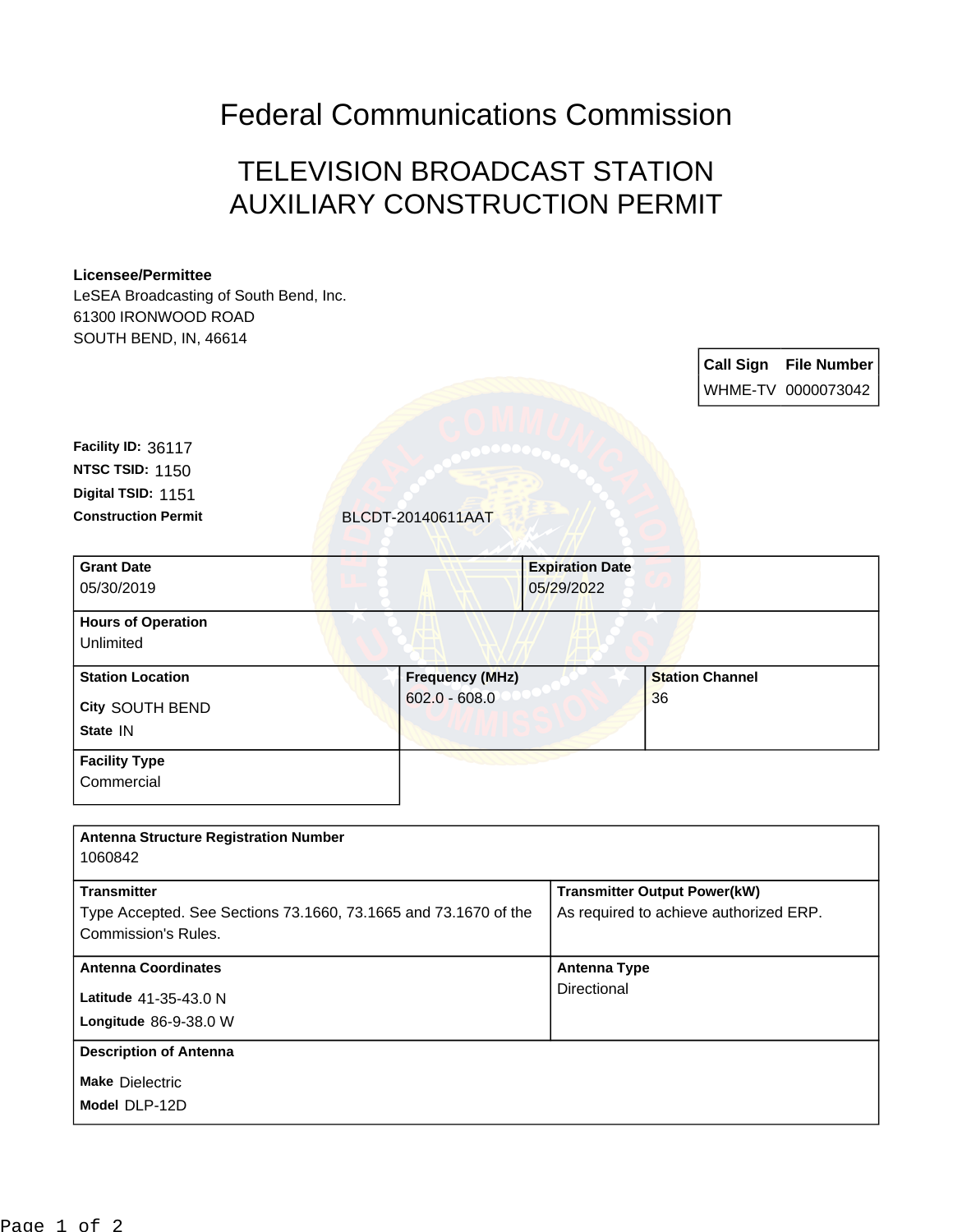# Federal Communications Commission

## TELEVISION BROADCAST STATION AUXILIARY CONSTRUCTION PERMIT

**Licensee/Permittee**
LeSEA Broadcasting of South Bend, Inc.
61300 IRONWOOD ROAD
SOUTH BEND, IN, 46614

| Call Sign | File Number |
|---|---|
| WHME-TV | 0000073042 |

**Facility ID:** 36117
**NTSC TSID:** 1150
**Digital TSID:** 1151
**Construction Permit** BLCDT-20140611AAT

| Grant Date | Expiration Date |
|---|---|
| 05/30/2019 | 05/29/2022 |

**Hours of Operation**
Unlimited

| Station Location | Frequency (MHz) | Station Channel |
|---|---|---|
| City SOUTH BEND<br>State IN | 602.0 - 608.0 | 36 |

**Facility Type**
Commercial

**Antenna Structure Registration Number**
1060842

| Transmitter | Transmitter Output Power(kW) |
|---|---|
| Type Accepted. See Sections 73.1660, 73.1665 and 73.1670 of the Commission's Rules. | As required to achieve authorized ERP. |

| Antenna Coordinates | Antenna Type |
|---|---|
| Latitude 41-35-43.0 N<br>Longitude 86-9-38.0 W | Directional |

**Description of Antenna**
**Make** Dielectric
**Model** DLP-12D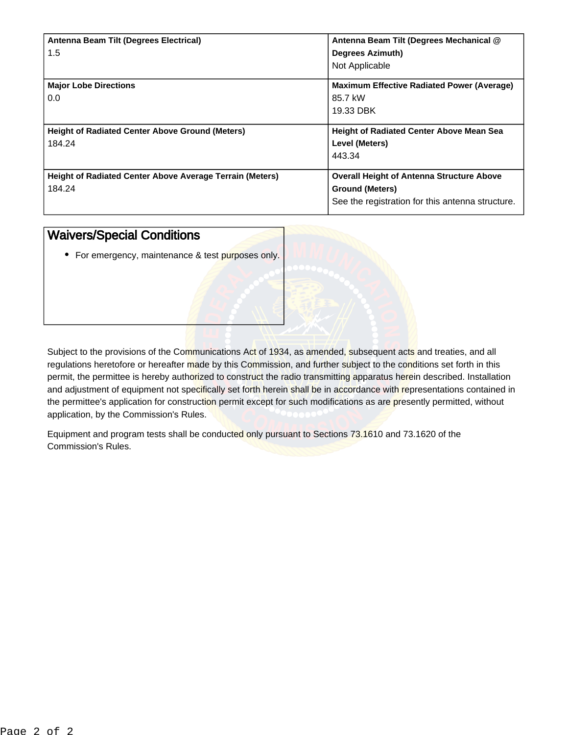| | |
|---|---|
| **Antenna Beam Tilt (Degrees Electrical)**<br>1.5 | **Antenna Beam Tilt (Degrees Mechanical @ Degrees Azimuth)**<br>Not Applicable |
| **Major Lobe Directions**<br>0.0 | **Maximum Effective Radiated Power (Average)**<br>85.7 kW<br>19.33 DBK |
| **Height of Radiated Center Above Ground (Meters)**<br>184.24 | **Height of Radiated Center Above Mean Sea Level (Meters)**<br>443.34 |
| **Height of Radiated Center Above Average Terrain (Meters)**<br>184.24 | **Overall Height of Antenna Structure Above Ground (Meters)**<br>See the registration for this antenna structure. |

## Waivers/Special Conditions

- For emergency, maintenance & test purposes only.

Subject to the provisions of the Communications Act of 1934, as amended, subsequent acts and treaties, and all regulations heretofore or hereafter made by this Commission, and further subject to the conditions set forth in this permit, the permittee is hereby authorized to construct the radio transmitting apparatus herein described. Installation and adjustment of equipment not specifically set forth herein shall be in accordance with representations contained in the permittee's application for construction permit except for such modifications as are presently permitted, without application, by the Commission's Rules.

Equipment and program tests shall be conducted only pursuant to Sections 73.1610 and 73.1620 of the Commission's Rules.